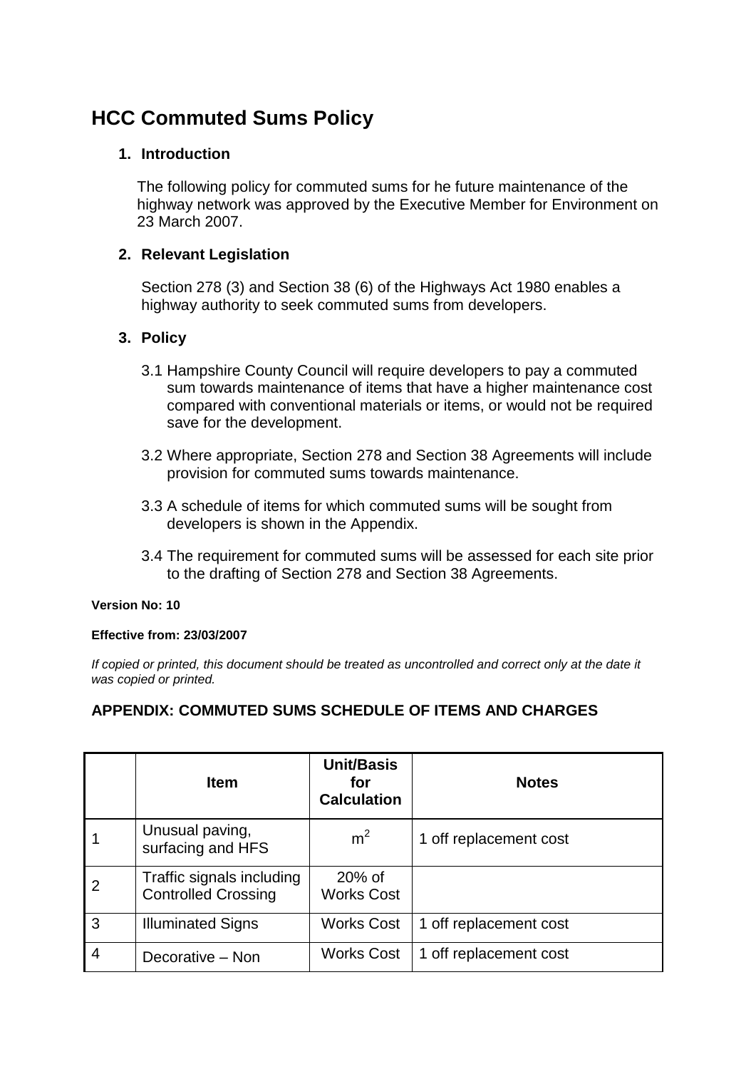# HCC Commuted Sums Policy

## 1. Introduction

The following policy for commuted sums for he future maintenance of the highway network was approved by the Executive Member for Environment on 23 March 2007.

## 2. Relevant Legislation

Section 278 (3) and Section 38 (6) of the Highways Act 1980 enables a highway authority to seek commuted sums from developers.

## 3. Policy

3.1 Hampshire County Council will require developers to pay a commuted sum towards maintenance of items that have a higher maintenance cost compared with conventional materials or items, or would not be required save for the development.

3.2 Where appropriate, Section 278 and Section 38 Agreements will include provision for commuted sums towards maintenance.

3.3 A schedule of items for which commuted sums will be sought from developers is shown in the Appendix.

3.4 The requirement for commuted sums will be assessed for each site prior to the drafting of Section 278 and Section 38 Agreements.

**Version No: 10**

**Effective from: 23/03/2007**

*If copied or printed, this document should be treated as uncontrolled and correct only at the date it was copied or printed.*

### APPENDIX: COMMUTED SUMS SCHEDULE OF ITEMS AND CHARGES

| | Item | Unit/Basis for Calculation | Notes |
|---|---|---|---|
| 1 | Unusual paving, surfacing and HFS | $m^2$ | 1 off replacement cost |
| 2 | Traffic signals including Controlled Crossing | 20% of Works Cost | |
| 3 | Illuminated Signs | Works Cost | 1 off replacement cost |
| 4 | Decorative – Non | Works Cost | 1 off replacement cost |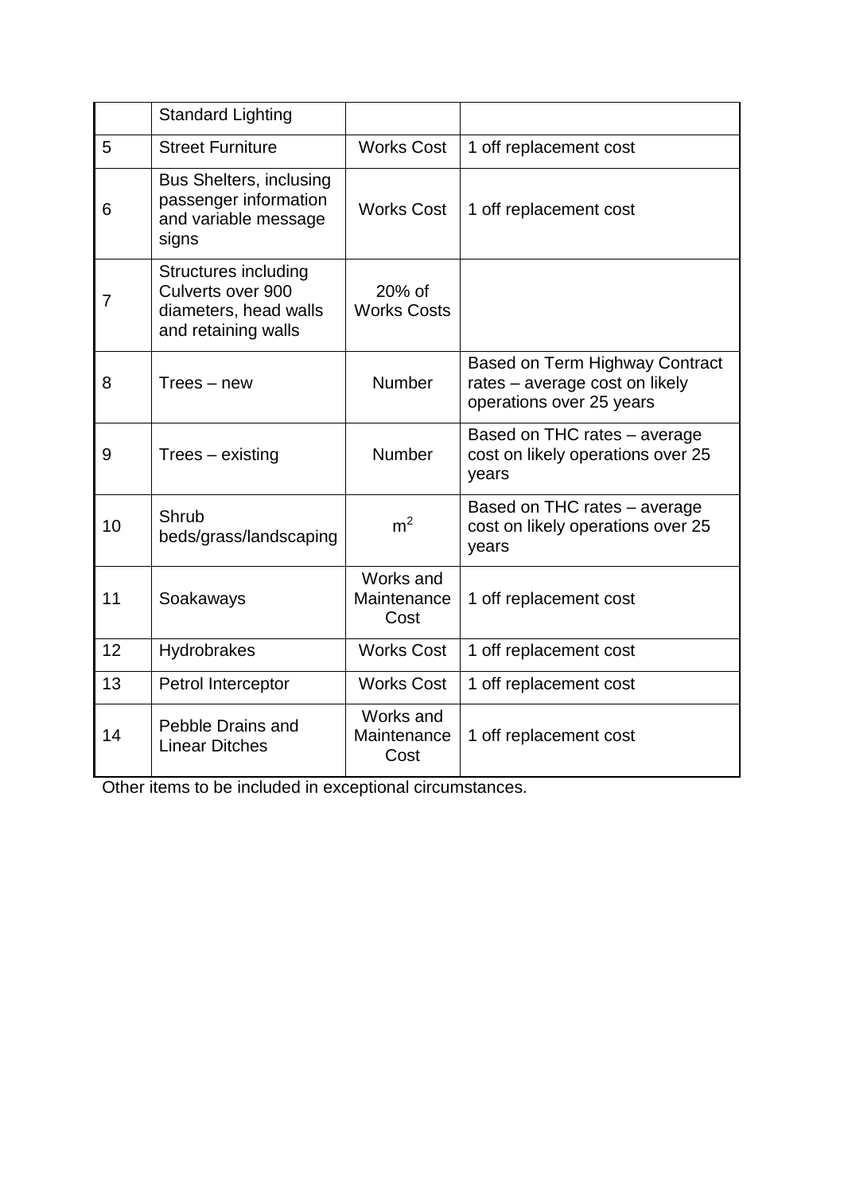| | | | |
|---|---|---|---|
| | Standard Lighting | | |
| 5 | Street Furniture | Works Cost | 1 off replacement cost |
| 6 | Bus Shelters, inclusing passenger information and variable message signs | Works Cost | 1 off replacement cost |
| 7 | Structures including Culverts over 900 diameters, head walls and retaining walls | 20% of Works Costs | |
| 8 | Trees – new | Number | Based on Term Highway Contract rates – average cost on likely operations over 25 years |
| 9 | Trees – existing | Number | Based on THC rates – average cost on likely operations over 25 years |
| 10 | Shrub beds/grass/landscaping | $m^2$ | Based on THC rates – average cost on likely operations over 25 years |
| 11 | Soakaways | Works and Maintenance Cost | 1 off replacement cost |
| 12 | Hydrobrakes | Works Cost | 1 off replacement cost |
| 13 | Petrol Interceptor | Works Cost | 1 off replacement cost |
| 14 | Pebble Drains and Linear Ditches | Works and Maintenance Cost | 1 off replacement cost |

Other items to be included in exceptional circumstances.